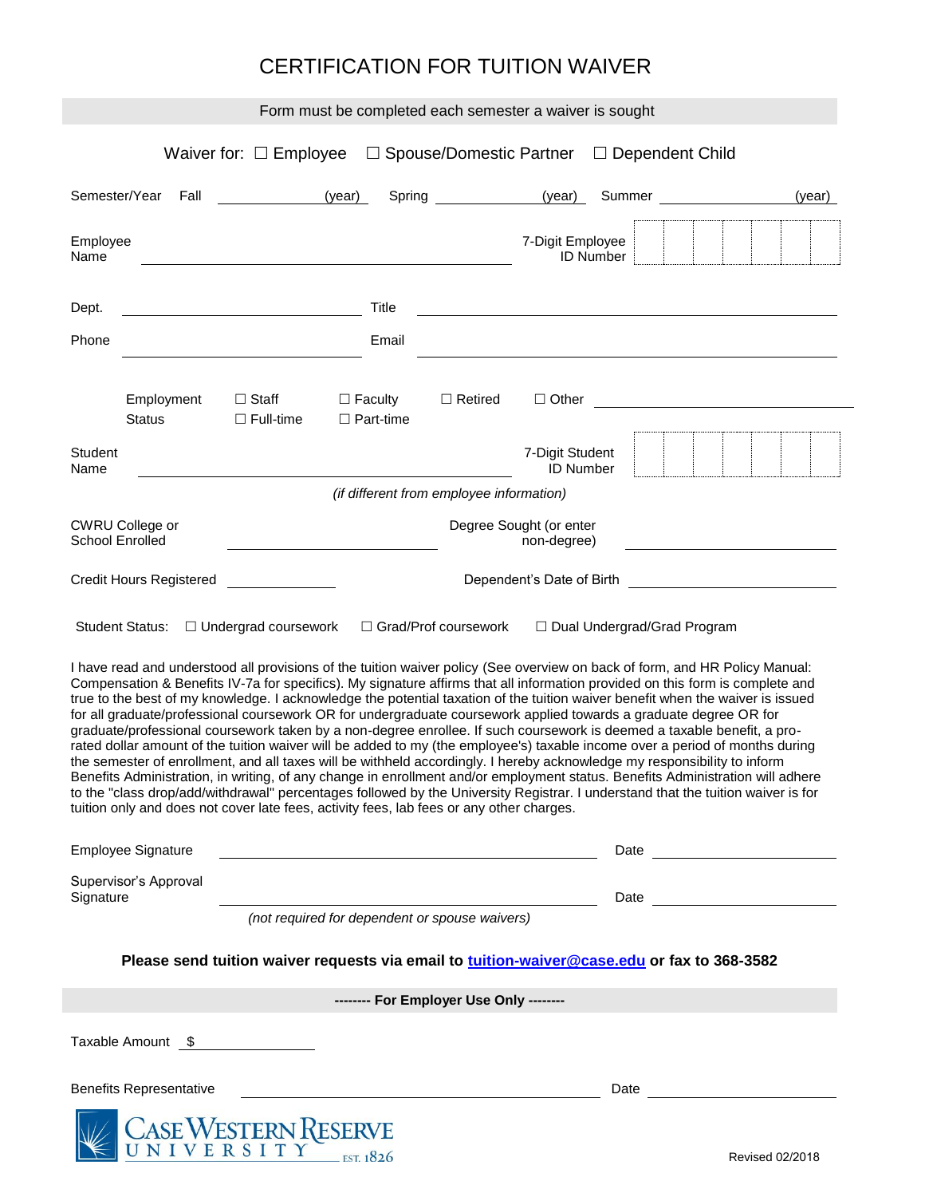# CERTIFICATION FOR TUITION WAIVER

Form must be completed each semester a waiver is sought

Waiver for: ☐ Employee ☐ Spouse/Domestic Partner ☐ Dependent Child

Semester/Year Fall \_\_\_\_\_\_\_\_\_\_ (year) Spring \_\_\_\_\_\_\_\_\_\_ (year) Summer \_\_\_\_\_\_\_\_\_\_ (year)

Employee Name \_\_\_\_\_\_\_\_\_\_\_\_\_\_\_\_\_\_\_\_\_\_\_\_\_\_\_\_ 7-Digit Employee ID Number | | | | | | | |

Dept. \_\_\_\_\_\_\_\_\_\_\_\_\_\_\_\_\_\_\_\_ Title \_\_\_\_\_\_\_\_\_\_\_\_\_\_\_\_\_\_\_\_

Phone \_\_\_\_\_\_\_\_\_\_\_\_\_\_\_\_\_\_\_\_ Email \_\_\_\_\_\_\_\_\_\_\_\_\_\_\_\_\_\_\_\_

Employment Status ☐ Staff ☐ Faculty ☐ Retired ☐ Other \_\_\_\_\_\_\_\_\_\_\_\_
☐ Full-time ☐ Part-time

Student Name \_\_\_\_\_\_\_\_\_\_\_\_\_\_\_\_\_\_\_\_\_\_\_\_\_\_\_\_ 7-Digit Student ID Number | | | | | | | |

*(if different from employee information)*

CWRU College or School Enrolled \_\_\_\_\_\_\_\_\_\_\_\_\_\_\_\_\_\_\_\_ Degree Sought (or enter non-degree) \_\_\_\_\_\_\_\_\_\_\_\_\_\_\_\_\_\_\_\_

Credit Hours Registered \_\_\_\_\_\_\_\_\_\_ Dependent's Date of Birth \_\_\_\_\_\_\_\_\_\_\_\_\_\_\_\_\_\_\_\_

Student Status: ☐ Undergrad coursework ☐ Grad/Prof coursework ☐ Dual Undergrad/Grad Program

I have read and understood all provisions of the tuition waiver policy (See overview on back of form, and HR Policy Manual: Compensation & Benefits IV-7a for specifics). My signature affirms that all information provided on this form is complete and true to the best of my knowledge. I acknowledge the potential taxation of the tuition waiver benefit when the waiver is issued for all graduate/professional coursework OR for undergraduate coursework applied towards a graduate degree OR for graduate/professional coursework taken by a non-degree enrollee. If such coursework is deemed a taxable benefit, a pro-rated dollar amount of the tuition waiver will be added to my (the employee's) taxable income over a period of months during the semester of enrollment, and all taxes will be withheld accordingly. I hereby acknowledge my responsibility to inform Benefits Administration, in writing, of any change in enrollment and/or employment status. Benefits Administration will adhere to the "class drop/add/withdrawal" percentages followed by the University Registrar. I understand that the tuition waiver is for tuition only and does not cover late fees, activity fees, lab fees or any other charges.

Employee Signature \_\_\_\_\_\_\_\_\_\_\_\_\_\_\_\_\_\_\_\_\_\_\_\_\_\_\_\_ Date \_\_\_\_\_\_\_\_\_\_\_\_\_\_\_\_\_\_\_\_

Supervisor's Approval Signature \_\_\_\_\_\_\_\_\_\_\_\_\_\_\_\_\_\_\_\_\_\_\_\_\_\_\_\_ Date \_\_\_\_\_\_\_\_\_\_\_\_\_\_\_\_\_\_\_\_

*(not required for dependent or spouse waivers)*

**Please send tuition waiver requests via email to tuition-waiver@case.edu or fax to 368-3582**

**-------- For Employer Use Only --------**

Taxable Amount $ \_\_\_\_\_\_\_\_\_\_\_\_\_\_\_\_\_\_\_\_

Benefits Representative \_\_\_\_\_\_\_\_\_\_\_\_\_\_\_\_\_\_\_\_\_\_\_\_\_\_\_\_ Date \_\_\_\_\_\_\_\_\_\_\_\_\_\_\_\_\_\_\_\_

CASE WESTERN RESERVE UNIVERSITY EST. 1826

Revised 02/2018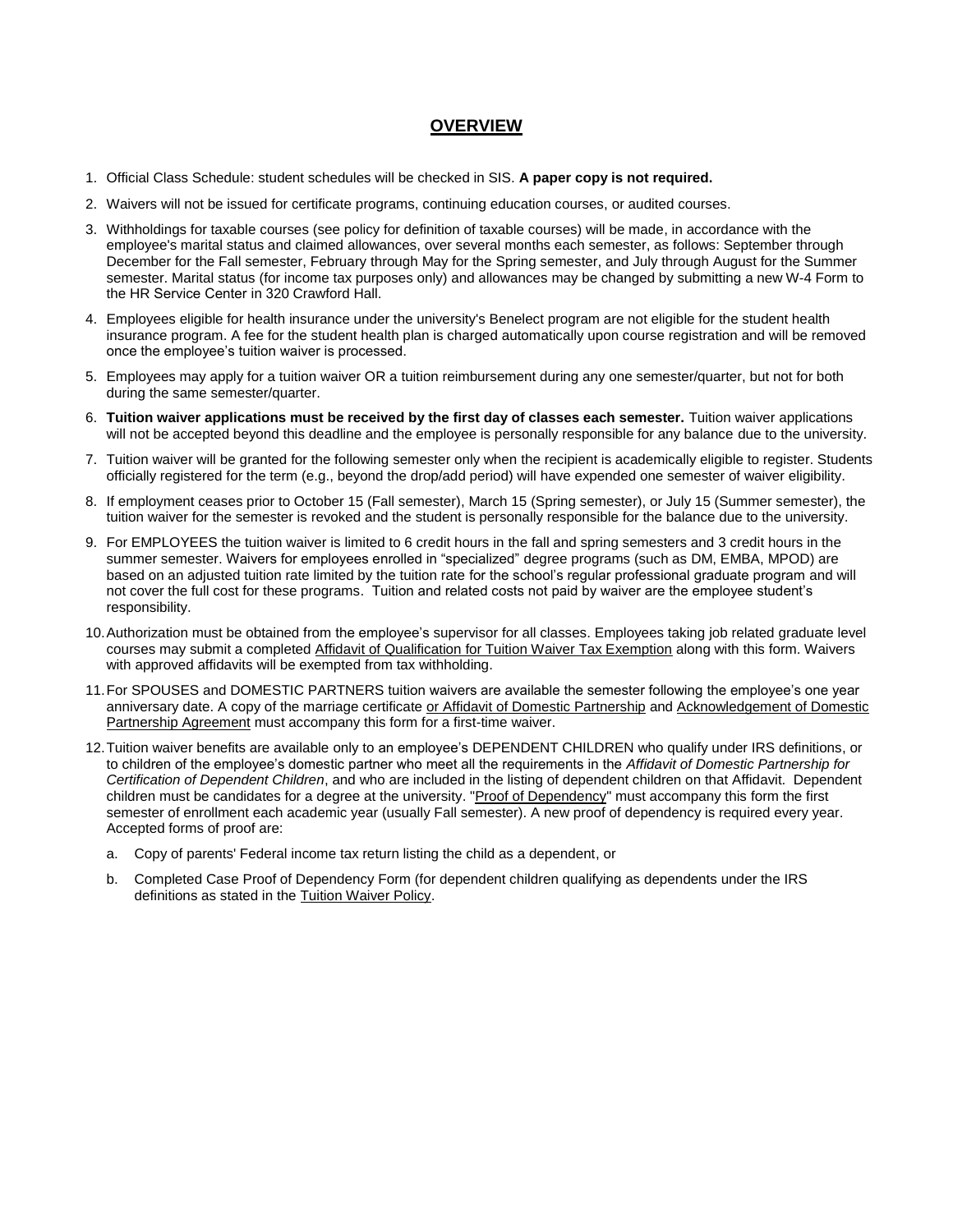## OVERVIEW

1. Official Class Schedule: student schedules will be checked in SIS. **A paper copy is not required.**
2. Waivers will not be issued for certificate programs, continuing education courses, or audited courses.
3. Withholdings for taxable courses (see policy for definition of taxable courses) will be made, in accordance with the employee's marital status and claimed allowances, over several months each semester, as follows: September through December for the Fall semester, February through May for the Spring semester, and July through August for the Summer semester. Marital status (for income tax purposes only) and allowances may be changed by submitting a new W-4 Form to the HR Service Center in 320 Crawford Hall.
4. Employees eligible for health insurance under the university's Benelect program are not eligible for the student health insurance program. A fee for the student health plan is charged automatically upon course registration and will be removed once the employee's tuition waiver is processed.
5. Employees may apply for a tuition waiver OR a tuition reimbursement during any one semester/quarter, but not for both during the same semester/quarter.
6. **Tuition waiver applications must be received by the first day of classes each semester.** Tuition waiver applications will not be accepted beyond this deadline and the employee is personally responsible for any balance due to the university.
7. Tuition waiver will be granted for the following semester only when the recipient is academically eligible to register. Students officially registered for the term (e.g., beyond the drop/add period) will have expended one semester of waiver eligibility.
8. If employment ceases prior to October 15 (Fall semester), March 15 (Spring semester), or July 15 (Summer semester), the tuition waiver for the semester is revoked and the student is personally responsible for the balance due to the university.
9. For EMPLOYEES the tuition waiver is limited to 6 credit hours in the fall and spring semesters and 3 credit hours in the summer semester. Waivers for employees enrolled in "specialized" degree programs (such as DM, EMBA, MPOD) are based on an adjusted tuition rate limited by the tuition rate for the school's regular professional graduate program and will not cover the full cost for these programs. Tuition and related costs not paid by waiver are the employee student's responsibility.
10. Authorization must be obtained from the employee's supervisor for all classes. Employees taking job related graduate level courses may submit a completed Affidavit of Qualification for Tuition Waiver Tax Exemption along with this form. Waivers with approved affidavits will be exempted from tax withholding.
11. For SPOUSES and DOMESTIC PARTNERS tuition waivers are available the semester following the employee's one year anniversary date. A copy of the marriage certificate or Affidavit of Domestic Partnership and Acknowledgement of Domestic Partnership Agreement must accompany this form for a first-time waiver.
12. Tuition waiver benefits are available only to an employee's DEPENDENT CHILDREN who qualify under IRS definitions, or to children of the employee's domestic partner who meet all the requirements in the *Affidavit of Domestic Partnership for Certification of Dependent Children*, and who are included in the listing of dependent children on that Affidavit. Dependent children must be candidates for a degree at the university. "Proof of Dependency" must accompany this form the first semester of enrollment each academic year (usually Fall semester). A new proof of dependency is required every year. Accepted forms of proof are:
    a. Copy of parents' Federal income tax return listing the child as a dependent, or
    b. Completed Case Proof of Dependency Form (for dependent children qualifying as dependents under the IRS definitions as stated in the Tuition Waiver Policy.